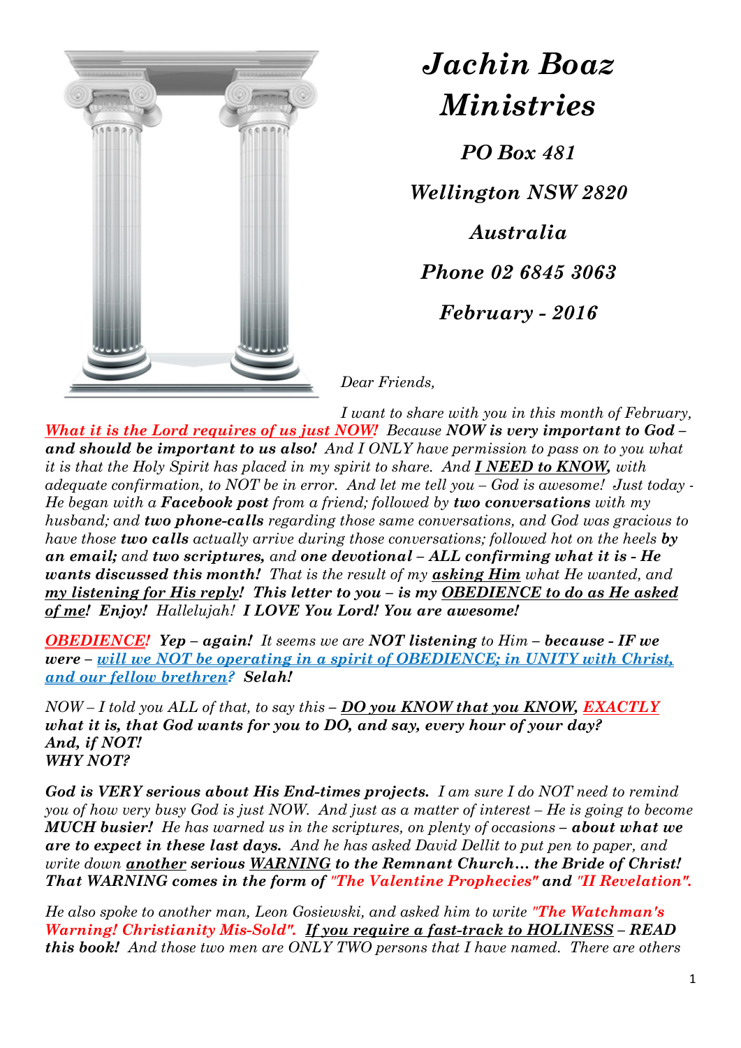# *Jachin Boaz Ministries*

***PO Box 481***

***Wellington NSW 2820***

***Australia***

***Phone 02 6845 3063***

***February - 2016***

*Dear Friends,*

*I want to share with you in this month of February, What it is the Lord requires of us just NOW! Because **NOW is very important to God – and should be important to us also!** And I ONLY have permission to pass on to you what it is that the Holy Spirit has placed in my spirit to share. And **I NEED to KNOW,** with adequate confirmation, to NOT be in error. And let me tell you – God is awesome! Just today - He began with a **Facebook post** from a friend; followed by **two conversations** with my husband; and **two phone-calls** regarding those same conversations, and God was gracious to have those **two calls** actually arrive during those conversations; followed hot on the heels **by an email;** and **two scriptures,** and **one devotional – ALL confirming what it is - He wants discussed this month!** That is the result of my **asking Him** what He wanted, and **my listening for His reply! This letter to you – is my OBEDIENCE to do as He asked of me! Enjoy!** Hallelujah! **I LOVE You Lord! You are awesome!***

*OBEDIENCE! **Yep – again!** It seems we are **NOT listening** to Him – **because - IF we were – will we NOT be operating in a spirit of OBEDIENCE; in UNITY with Christ, and our fellow brethren? Selah!***

*NOW – I told you ALL of that, to say this – **DO you KNOW that you KNOW, EXACTLY what it is, that God wants for you to DO, and say, every hour of your day?***
***And, if NOT!***
***WHY NOT?***

***God is VERY serious about His End-times projects.** I am sure I do NOT need to remind you of how very busy God is just NOW. And just as a matter of interest – He is going to become **MUCH busier!** He has warned us in the scriptures, on plenty of occasions – **about what we are to expect in these last days.** And he has asked David Dellit to put pen to paper, and write down **another serious WARNING to the Remnant Church… the Bride of Christ! That WARNING comes in the form of "The Valentine Prophecies" and "II Revelation".***

*He also spoke to another man, Leon Gosiewski, and asked him to write **"The Watchman's Warning! Christianity Mis-Sold". If you require a fast-track to HOLINESS – READ this book!** And those two men are ONLY TWO persons that I have named. There are others*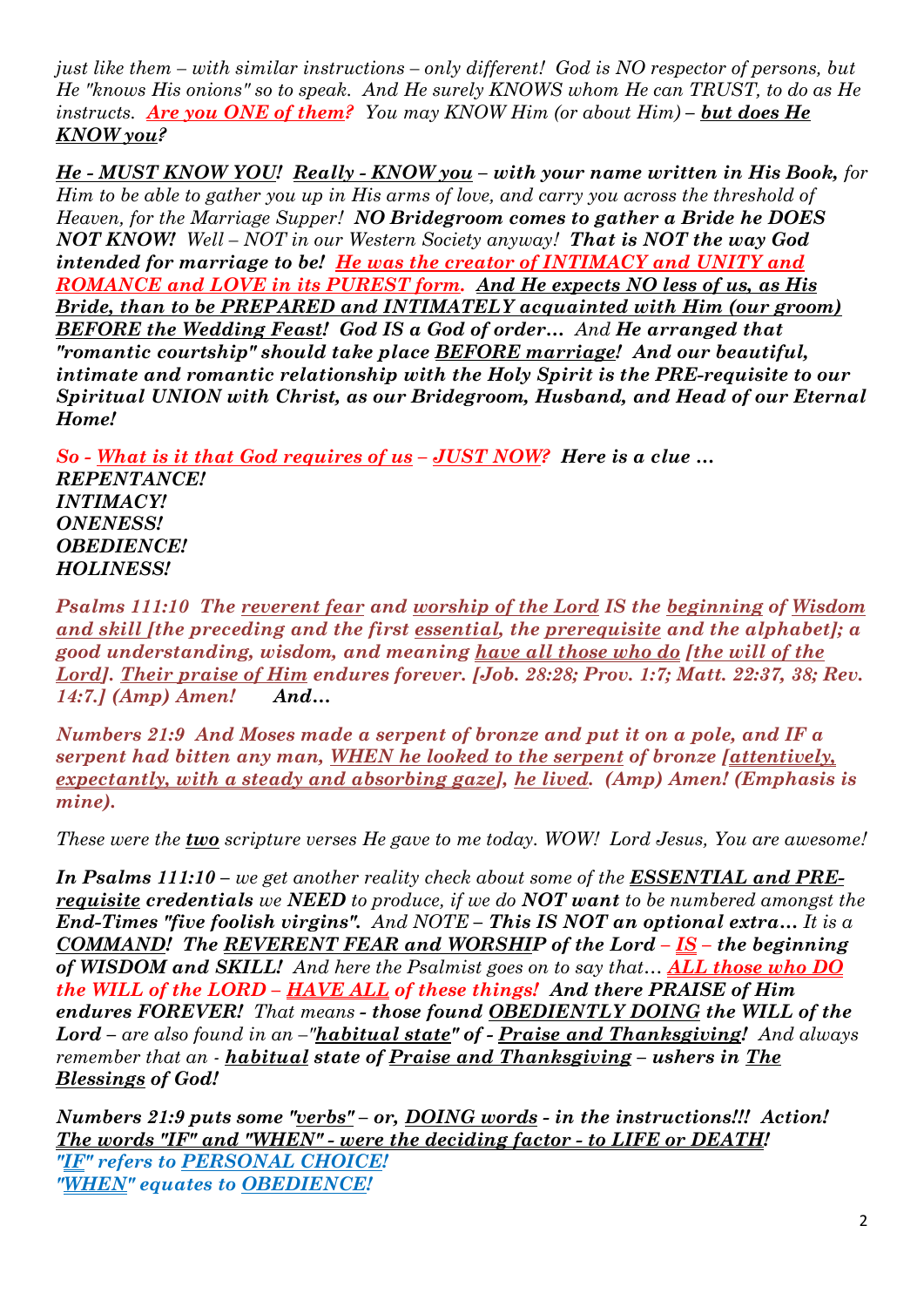*just like them – with similar instructions – only different! God is NO respector of persons, but He "knows His onions" so to speak. And He surely KNOWS whom He can TRUST, to do as He instructs. Are you ONE of them? You may KNOW Him (or about Him) – **but does He KNOW you?***

***He - MUST KNOW YOU! Really - KNOW you – with your name written in His Book,** for Him to be able to gather you up in His arms of love, and carry you across the threshold of Heaven, for the Marriage Supper! **NO Bridegroom comes to gather a Bride he DOES NOT KNOW!** Well – NOT in our Western Society anyway! **That is NOT the way God intended for marriage to be! He was the creator of INTIMACY and UNITY and ROMANCE and LOVE in its PUREST form. And He expects NO less of us, as His Bride, than to be PREPARED and INTIMATELY acquainted with Him (our groom) BEFORE the Wedding Feast! God IS a God of order…** And **He arranged that "romantic courtship" should take place BEFORE marriage! And our beautiful, intimate and romantic relationship with the Holy Spirit is the PRE-requisite to our Spiritual UNION with Christ, as our Bridegroom, Husband, and Head of our Eternal Home!***

***So - What is it that God requires of us – JUST NOW? Here is a clue …***
***REPENTANCE!***
***INTIMACY!***
***ONENESS!***
***OBEDIENCE!***
***HOLINESS!***

***Psalms 111:10 The reverent fear and worship of the Lord IS the beginning of Wisdom and skill [the preceding and the first essential, the prerequisite and the alphabet]; a good understanding, wisdom, and meaning have all those who do [the will of the Lord]. Their praise of Him endures forever. [Job. 28:28; Prov. 1:7; Matt. 22:37, 38; Rev. 14:7.] (Amp) Amen! And…***

***Numbers 21:9 And Moses made a serpent of bronze and put it on a pole, and IF a serpent had bitten any man, WHEN he looked to the serpent of bronze [attentively, expectantly, with a steady and absorbing gaze], he lived. (Amp) Amen! (Emphasis is mine).***

*These were the **two** scripture verses He gave to me today. WOW! Lord Jesus, You are awesome!*

***In Psalms 111:10** – we get another reality check about some of the **ESSENTIAL and PRE-requisite credentials** we **NEED** to produce, if we do **NOT want** to be numbered amongst the **End-Times "five foolish virgins".** And NOTE – **This IS NOT an optional extra…** It is a **COMMAND! The REVERENT FEAR and WORSHIP of the Lord – IS – the beginning of WISDOM and SKILL!** And here the Psalmist goes on to say that… **ALL those who DO the WILL of the LORD – HAVE ALL of these things! And there PRAISE of Him endures FOREVER!** That means **- those found OBEDIENTLY DOING the WILL of the Lord** – are also found in an –**"habitual state" of - Praise and Thanksgiving!** And always remember that an - **habitual state of Praise and Thanksgiving – ushers in The Blessings of God!***

***Numbers 21:9 puts some "verbs" – or, DOING words - in the instructions!!! Action! The words "IF" and "WHEN" - were the deciding factor - to LIFE or DEATH!***
***"IF" refers to PERSONAL CHOICE!***
***"WHEN" equates to OBEDIENCE!***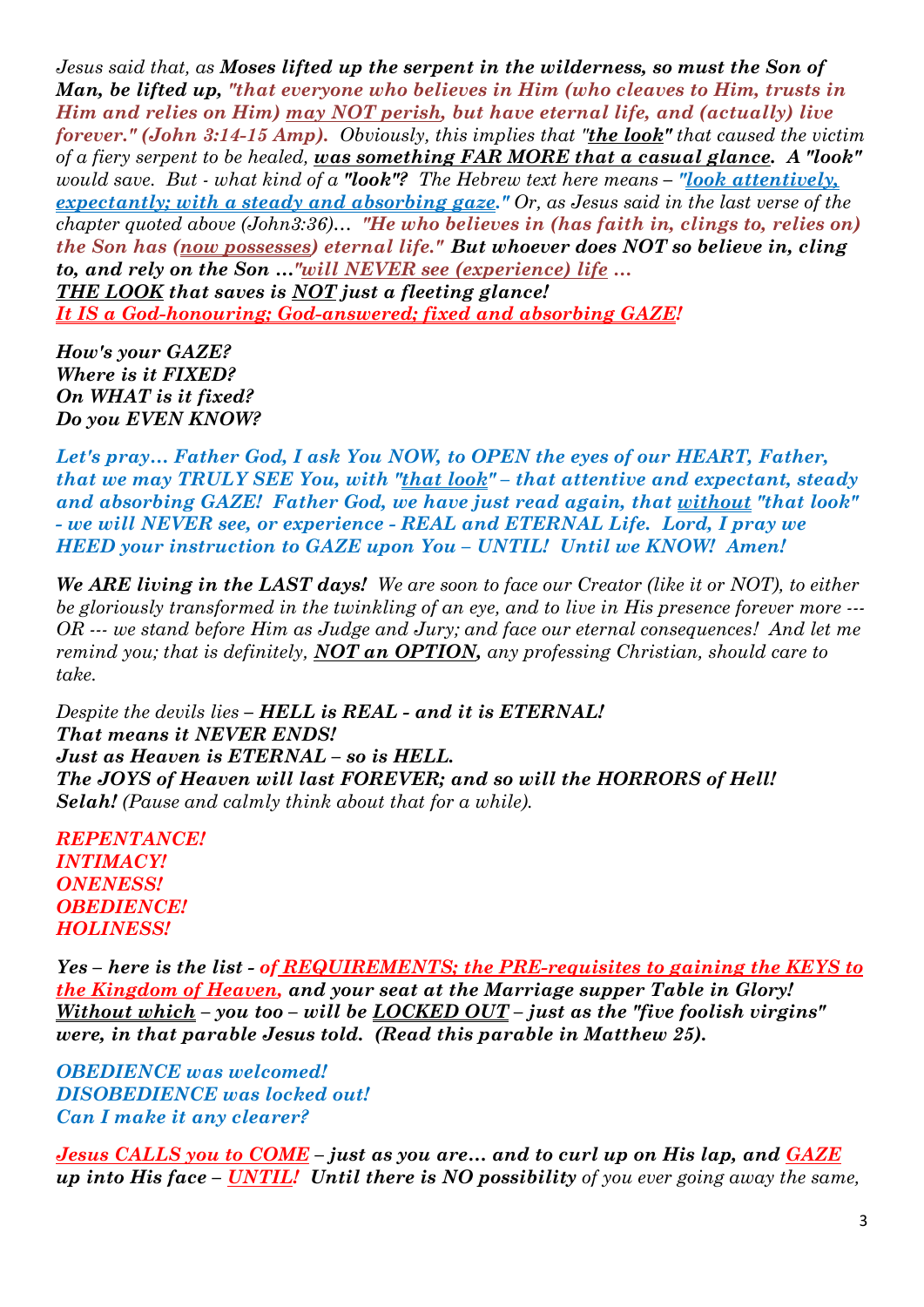*Jesus said that, as **Moses lifted up the serpent in the wilderness, so must the Son of Man, be lifted up, "that everyone who believes in Him (who cleaves to Him, trusts in Him and relies on Him) may NOT perish, but have eternal life, and (actually) live forever." (John 3:14-15 Amp).*** *Obviously, this implies that "**the look**" that caused the victim of a fiery serpent to be healed, **was something FAR MORE that a casual glance. A "look"** would save. But - what kind of a **"look"?** The Hebrew text here means – "**look attentively, expectantly; with a steady and absorbing gaze.**" Or, as Jesus said in the last verse of the chapter quoted above (John3:36)… **"He who believes in (has faith in, clings to, relies on) the Son has (now possesses) eternal life." But whoever does NOT so believe in, cling to, and rely on the Son …"will NEVER see (experience) life …***

***THE LOOK that saves is NOT just a fleeting glance!***

***It IS a God-honouring; God-answered; fixed and absorbing GAZE!***

***How's your GAZE?***
***Where is it FIXED?***
***On WHAT is it fixed?***
***Do you EVEN KNOW?***

***Let's pray… Father God, I ask You NOW, to OPEN the eyes of our HEART, Father, that we may TRULY SEE You, with "that look" – that attentive and expectant, steady and absorbing GAZE! Father God, we have just read again, that without "that look" - we will NEVER see, or experience - REAL and ETERNAL Life. Lord, I pray we HEED your instruction to GAZE upon You – UNTIL! Until we KNOW! Amen!***

***We ARE living in the LAST days!*** *We are soon to face our Creator (like it or NOT), to either be gloriously transformed in the twinkling of an eye, and to live in His presence forever more --- OR --- we stand before Him as Judge and Jury; and face our eternal consequences! And let me remind you; that is definitely, **NOT an OPTION,** any professing Christian, should care to take.*

*Despite the devils lies – **HELL is REAL - and it is ETERNAL!***
***That means it NEVER ENDS!***
***Just as Heaven is ETERNAL – so is HELL.***
***The JOYS of Heaven will last FOREVER; and so will the HORRORS of Hell!***
***Selah!** (Pause and calmly think about that for a while).*

***REPENTANCE!***
***INTIMACY!***
***ONENESS!***
***OBEDIENCE!***
***HOLINESS!***

***Yes – here is the list - of REQUIREMENTS; the PRE-requisites to gaining the KEYS to the Kingdom of Heaven, and your seat at the Marriage supper Table in Glory! Without which – you too – will be LOCKED OUT – just as the "five foolish virgins" were, in that parable Jesus told. (Read this parable in Matthew 25).***

***OBEDIENCE was welcomed!***
***DISOBEDIENCE was locked out!***
***Can I make it any clearer?***

***Jesus CALLS you to COME – just as you are… and to curl up on His lap, and GAZE up into His face – UNTIL! Until there is NO possibility** of you ever going away the same,*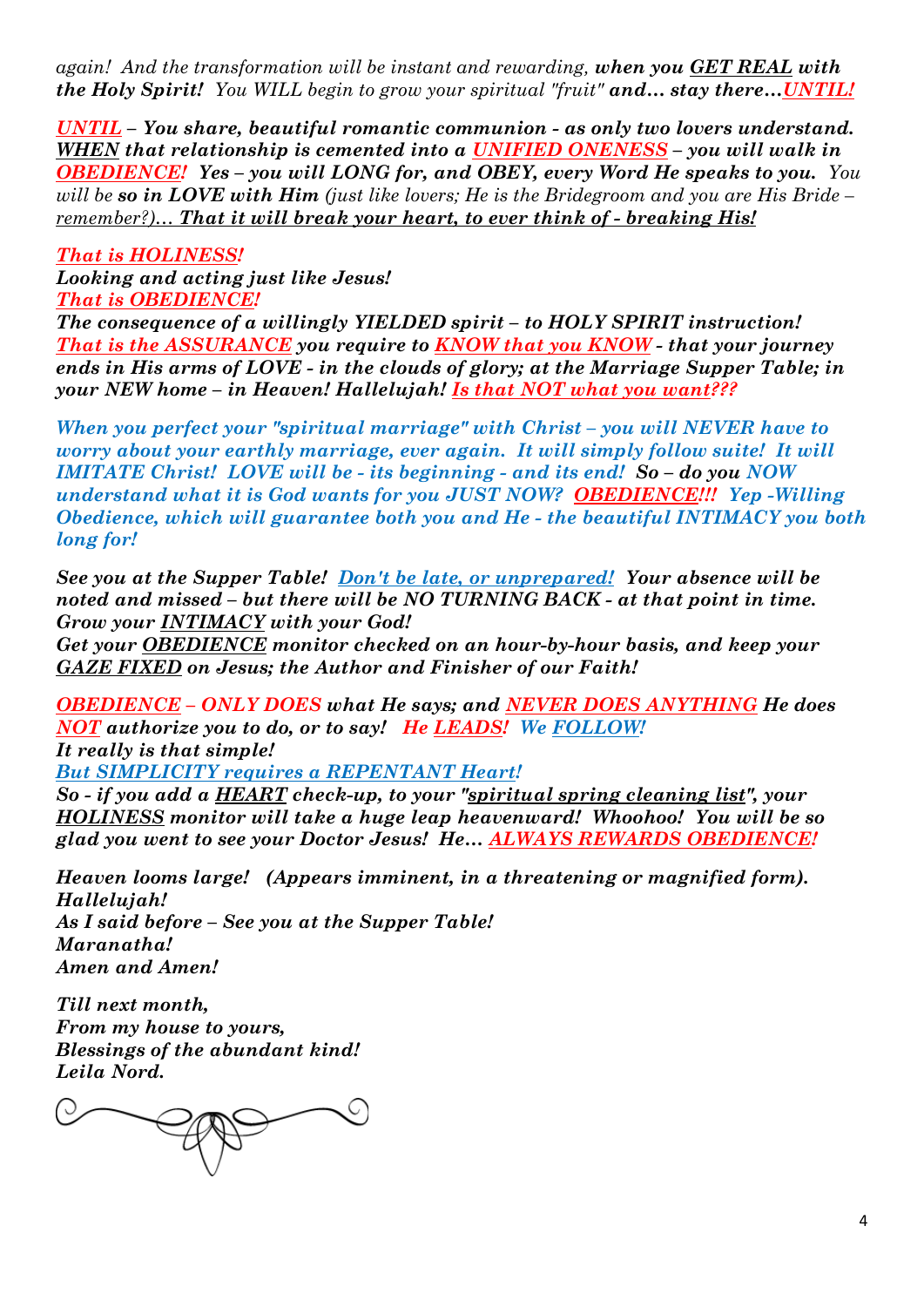*again! And the transformation will be instant and rewarding,* ***when you GET REAL with the Holy Spirit!*** *You WILL begin to grow your spiritual "fruit"* ***and… stay there…UNTIL!***

***UNTIL – You share, beautiful romantic communion - as only two lovers understand. WHEN that relationship is cemented into a UNIFIED ONENESS – you will walk in OBEDIENCE! Yes – you will LONG for, and OBEY, every Word He speaks to you.*** *You will be* ***so in LOVE with Him*** *(just like lovers; He is the Bridegroom and you are His Bride – remember?)…* ***That it will break your heart, to ever think of - breaking His!***

***That is HOLINESS!***
***Looking and acting just like Jesus!***
***That is OBEDIENCE!***
***The consequence of a willingly YIELDED spirit – to HOLY SPIRIT instruction!***
***That is the ASSURANCE you require to KNOW that you KNOW - that your journey ends in His arms of LOVE - in the clouds of glory; at the Marriage Supper Table; in your NEW home – in Heaven! Hallelujah! Is that NOT what you want???***

***When you perfect your "spiritual marriage" with Christ – you will NEVER have to worry about your earthly marriage, ever again. It will simply follow suite! It will IMITATE Christ! LOVE will be - its beginning - and its end! So – do you NOW understand what it is God wants for you JUST NOW? OBEDIENCE!!! Yep -Willing Obedience, which will guarantee both you and He - the beautiful INTIMACY you both long for!***

***See you at the Supper Table! Don't be late, or unprepared! Your absence will be noted and missed – but there will be NO TURNING BACK - at that point in time.***
***Grow your INTIMACY with your God!***
***Get your OBEDIENCE monitor checked on an hour-by-hour basis, and keep your GAZE FIXED on Jesus; the Author and Finisher of our Faith!***

***OBEDIENCE – ONLY DOES what He says; and NEVER DOES ANYTHING He does NOT authorize you to do, or to say! He LEADS! We FOLLOW!***
***It really is that simple!***
***But SIMPLICITY requires a REPENTANT Heart!***
***So - if you add a HEART check-up, to your "spiritual spring cleaning list", your HOLINESS monitor will take a huge leap heavenward! Whoohoo! You will be so glad you went to see your Doctor Jesus! He… ALWAYS REWARDS OBEDIENCE!***

***Heaven looms large! (Appears imminent, in a threatening or magnified form).***
***Hallelujah!***
***As I said before – See you at the Supper Table!***
***Maranatha!***
***Amen and Amen!***

***Till next month,***
***From my house to yours,***
***Blessings of the abundant kind!***
***Leila Nord.***